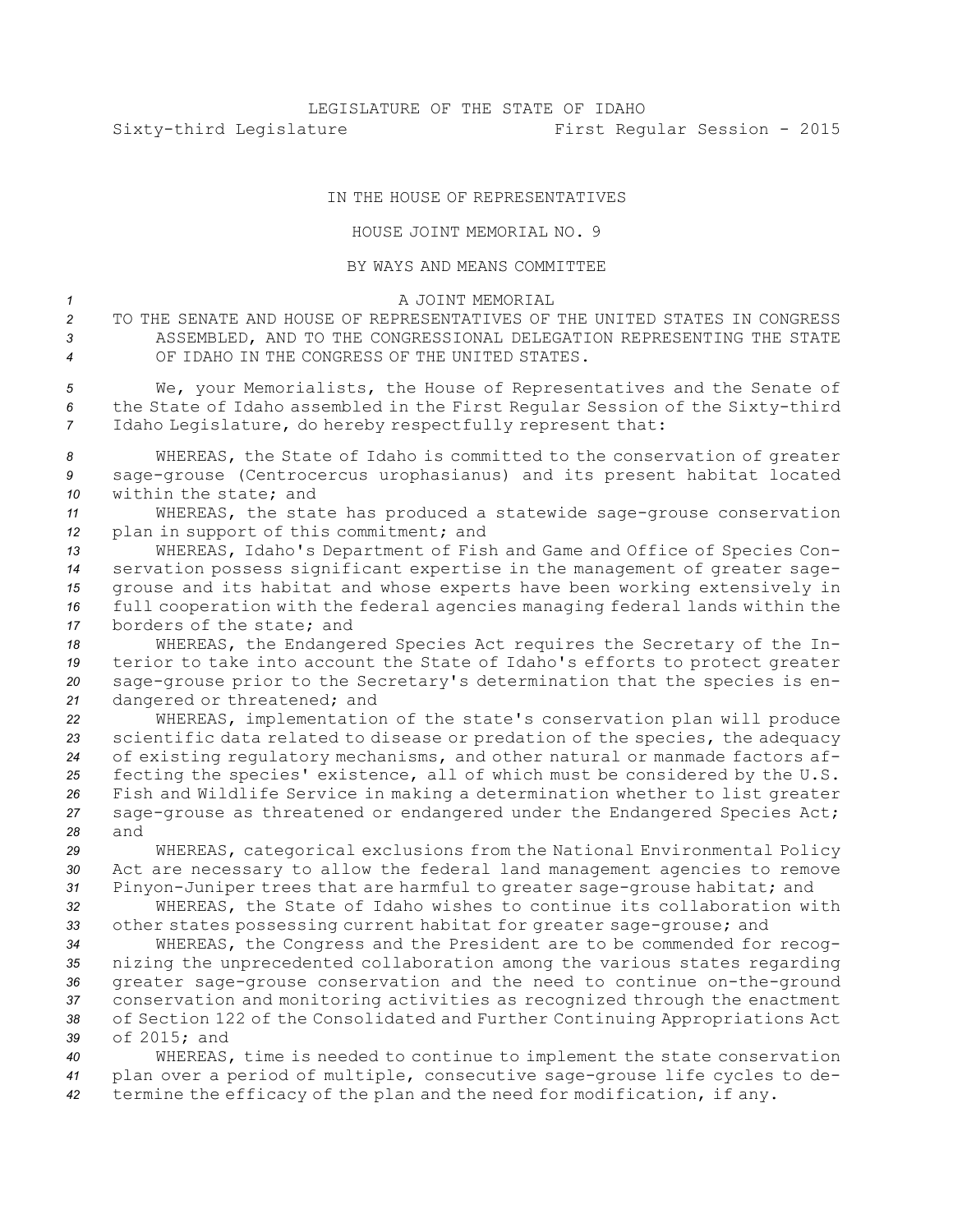LEGISLATURE OF THE STATE OF IDAHO
Sixty-third Legislature First Regular Session - 2015

IN THE HOUSE OF REPRESENTATIVES

HOUSE JOINT MEMORIAL NO. 9

BY WAYS AND MEANS COMMITTEE

A JOINT MEMORIAL

TO THE SENATE AND HOUSE OF REPRESENTATIVES OF THE UNITED STATES IN CONGRESS ASSEMBLED, AND TO THE CONGRESSIONAL DELEGATION REPRESENTING THE STATE OF IDAHO IN THE CONGRESS OF THE UNITED STATES.

We, your Memorialists, the House of Representatives and the Senate of the State of Idaho assembled in the First Regular Session of the Sixty-third Idaho Legislature, do hereby respectfully represent that:

WHEREAS, the State of Idaho is committed to the conservation of greater sage-grouse (Centrocercus urophasianus) and its present habitat located within the state; and

WHEREAS, the state has produced a statewide sage-grouse conservation plan in support of this commitment; and

WHEREAS, Idaho's Department of Fish and Game and Office of Species Conservation possess significant expertise in the management of greater sage-grouse and its habitat and whose experts have been working extensively in full cooperation with the federal agencies managing federal lands within the borders of the state; and

WHEREAS, the Endangered Species Act requires the Secretary of the Interior to take into account the State of Idaho's efforts to protect greater sage-grouse prior to the Secretary's determination that the species is endangered or threatened; and

WHEREAS, implementation of the state's conservation plan will produce scientific data related to disease or predation of the species, the adequacy of existing regulatory mechanisms, and other natural or manmade factors affecting the species' existence, all of which must be considered by the U.S. Fish and Wildlife Service in making a determination whether to list greater sage-grouse as threatened or endangered under the Endangered Species Act; and

WHEREAS, categorical exclusions from the National Environmental Policy Act are necessary to allow the federal land management agencies to remove Pinyon-Juniper trees that are harmful to greater sage-grouse habitat; and

WHEREAS, the State of Idaho wishes to continue its collaboration with other states possessing current habitat for greater sage-grouse; and

WHEREAS, the Congress and the President are to be commended for recognizing the unprecedented collaboration among the various states regarding greater sage-grouse conservation and the need to continue on-the-ground conservation and monitoring activities as recognized through the enactment of Section 122 of the Consolidated and Further Continuing Appropriations Act of 2015; and

WHEREAS, time is needed to continue to implement the state conservation plan over a period of multiple, consecutive sage-grouse life cycles to determine the efficacy of the plan and the need for modification, if any.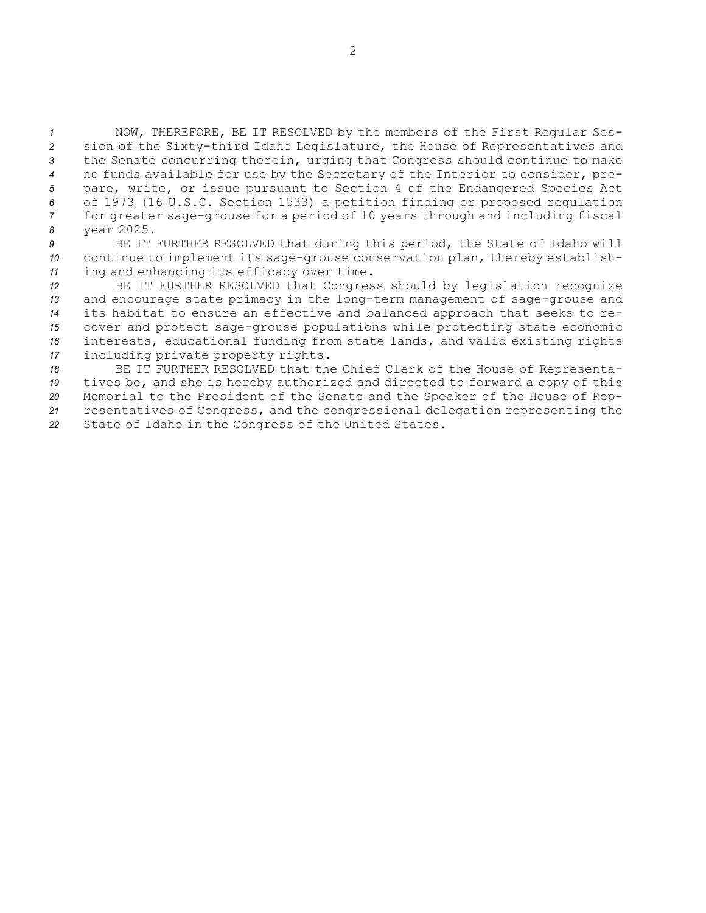NOW, THEREFORE, BE IT RESOLVED by the members of the First Regular Session of the Sixty-third Idaho Legislature, the House of Representatives and the Senate concurring therein, urging that Congress should continue to make no funds available for use by the Secretary of the Interior to consider, prepare, write, or issue pursuant to Section 4 of the Endangered Species Act of 1973 (16 U.S.C. Section 1533) a petition finding or proposed regulation for greater sage-grouse for a period of 10 years through and including fiscal year 2025.

BE IT FURTHER RESOLVED that during this period, the State of Idaho will continue to implement its sage-grouse conservation plan, thereby establishing and enhancing its efficacy over time.

BE IT FURTHER RESOLVED that Congress should by legislation recognize and encourage state primacy in the long-term management of sage-grouse and its habitat to ensure an effective and balanced approach that seeks to recover and protect sage-grouse populations while protecting state economic interests, educational funding from state lands, and valid existing rights including private property rights.

BE IT FURTHER RESOLVED that the Chief Clerk of the House of Representatives be, and she is hereby authorized and directed to forward a copy of this Memorial to the President of the Senate and the Speaker of the House of Representatives of Congress, and the congressional delegation representing the State of Idaho in the Congress of the United States.